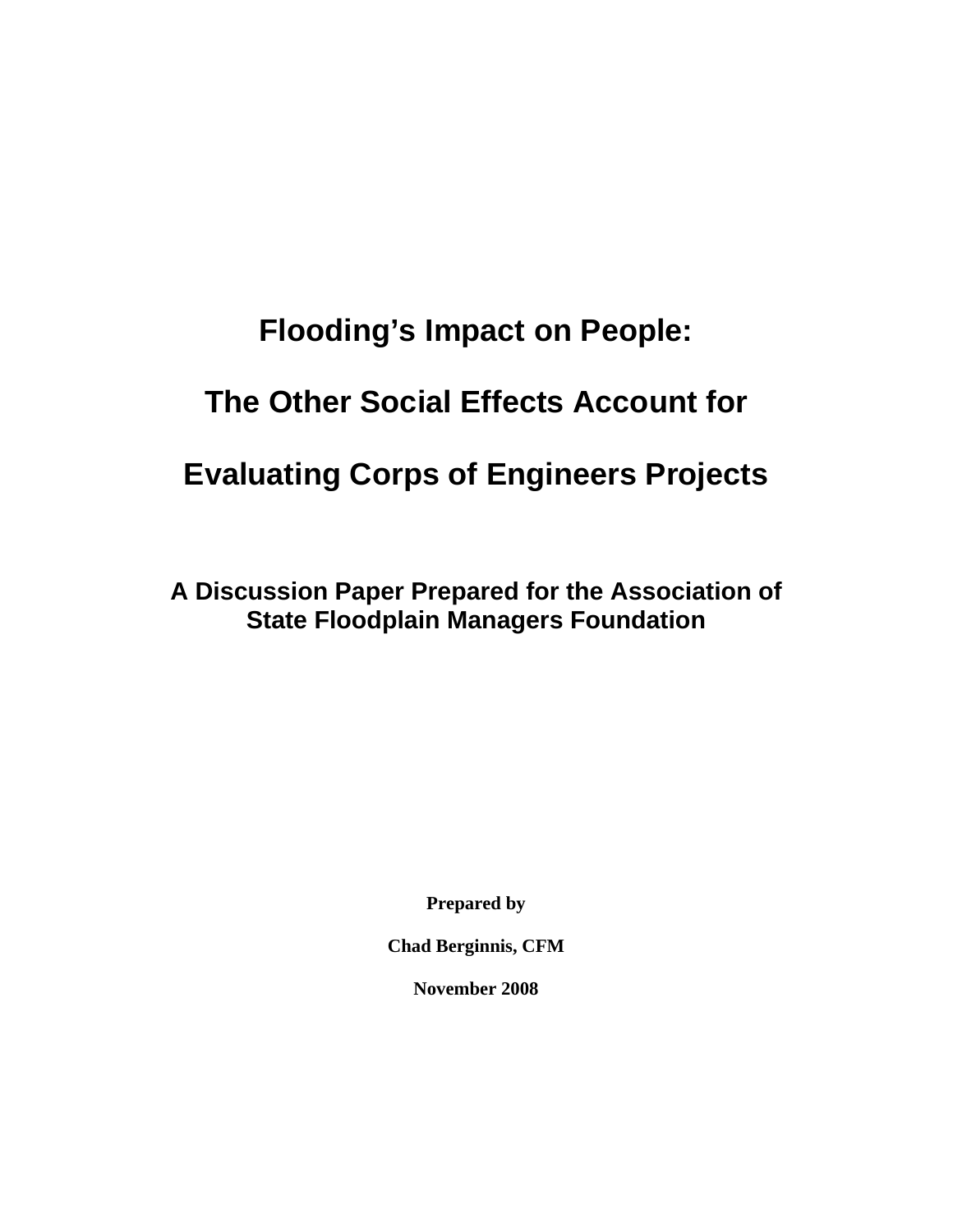# Flooding's Impact on People:

# The Other Social Effects Account for

# Evaluating Corps of Engineers Projects

## A Discussion Paper Prepared for the Association of State Floodplain Managers Foundation

**Prepared by**

**Chad Berginnis, CFM**

**November 2008**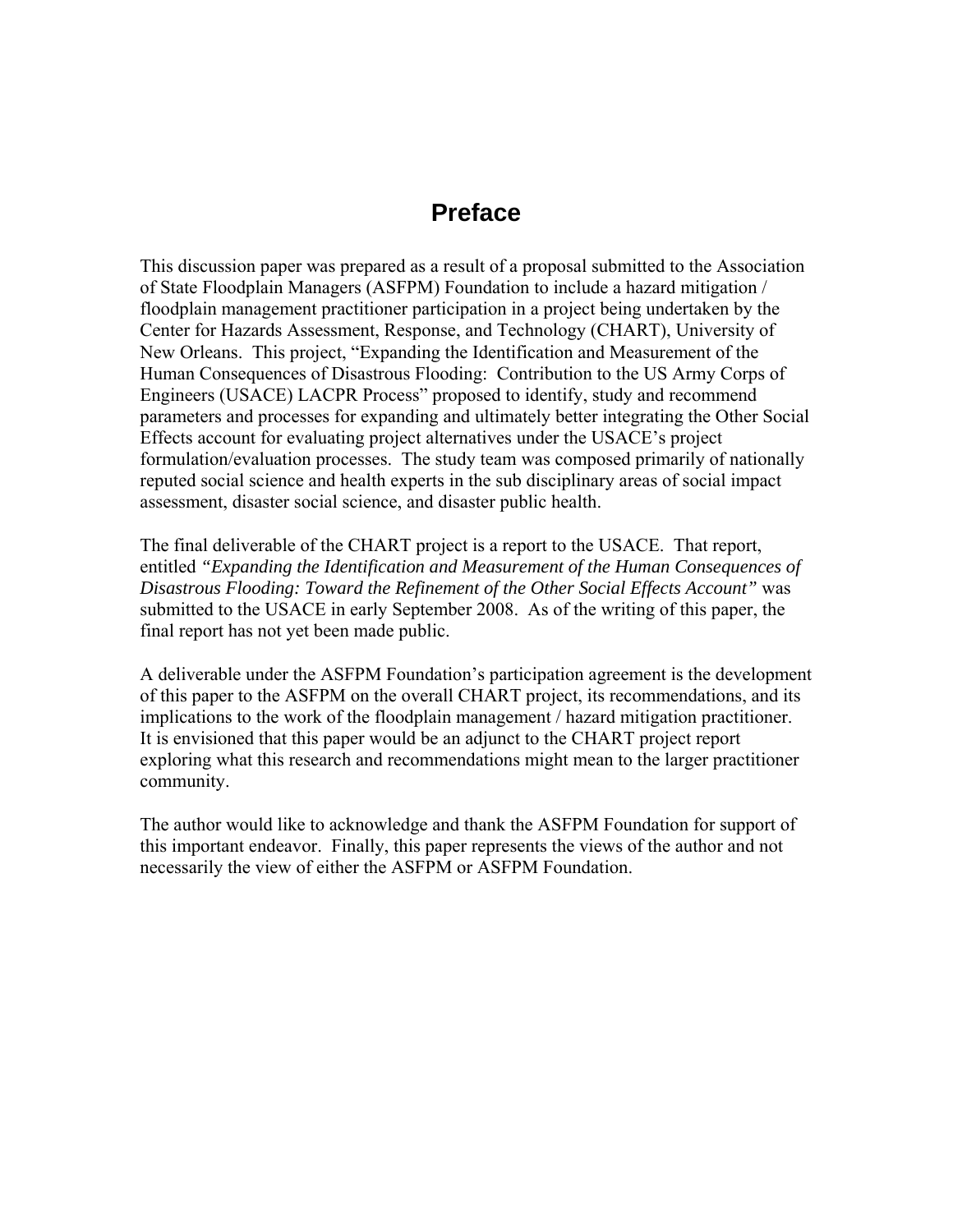# Preface

This discussion paper was prepared as a result of a proposal submitted to the Association of State Floodplain Managers (ASFPM) Foundation to include a hazard mitigation / floodplain management practitioner participation in a project being undertaken by the Center for Hazards Assessment, Response, and Technology (CHART), University of New Orleans. This project, "Expanding the Identification and Measurement of the Human Consequences of Disastrous Flooding: Contribution to the US Army Corps of Engineers (USACE) LACPR Process" proposed to identify, study and recommend parameters and processes for expanding and ultimately better integrating the Other Social Effects account for evaluating project alternatives under the USACE's project formulation/evaluation processes. The study team was composed primarily of nationally reputed social science and health experts in the sub disciplinary areas of social impact assessment, disaster social science, and disaster public health.

The final deliverable of the CHART project is a report to the USACE. That report, entitled *"Expanding the Identification and Measurement of the Human Consequences of Disastrous Flooding: Toward the Refinement of the Other Social Effects Account"* was submitted to the USACE in early September 2008. As of the writing of this paper, the final report has not yet been made public.

A deliverable under the ASFPM Foundation's participation agreement is the development of this paper to the ASFPM on the overall CHART project, its recommendations, and its implications to the work of the floodplain management / hazard mitigation practitioner. It is envisioned that this paper would be an adjunct to the CHART project report exploring what this research and recommendations might mean to the larger practitioner community.

The author would like to acknowledge and thank the ASFPM Foundation for support of this important endeavor. Finally, this paper represents the views of the author and not necessarily the view of either the ASFPM or ASFPM Foundation.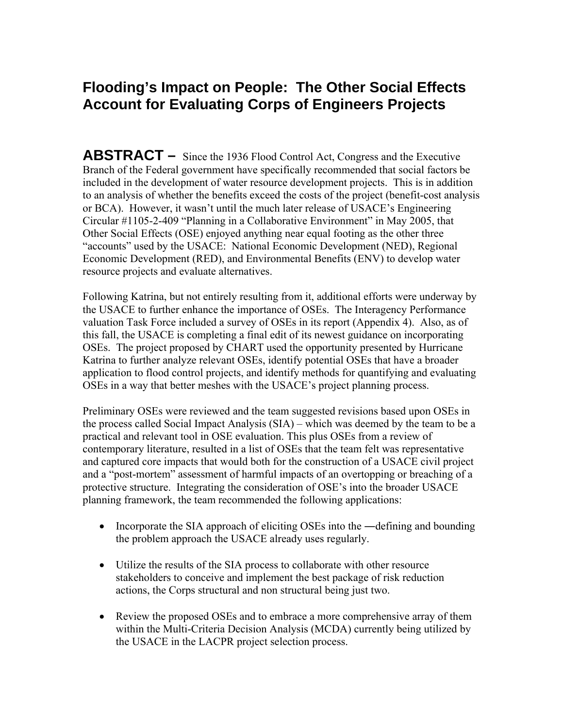# Flooding's Impact on People: The Other Social Effects Account for Evaluating Corps of Engineers Projects

**ABSTRACT –** Since the 1936 Flood Control Act, Congress and the Executive Branch of the Federal government have specifically recommended that social factors be included in the development of water resource development projects. This is in addition to an analysis of whether the benefits exceed the costs of the project (benefit-cost analysis or BCA). However, it wasn't until the much later release of USACE's Engineering Circular #1105-2-409 "Planning in a Collaborative Environment" in May 2005, that Other Social Effects (OSE) enjoyed anything near equal footing as the other three "accounts" used by the USACE: National Economic Development (NED), Regional Economic Development (RED), and Environmental Benefits (ENV) to develop water resource projects and evaluate alternatives.

Following Katrina, but not entirely resulting from it, additional efforts were underway by the USACE to further enhance the importance of OSEs. The Interagency Performance valuation Task Force included a survey of OSEs in its report (Appendix 4). Also, as of this fall, the USACE is completing a final edit of its newest guidance on incorporating OSEs. The project proposed by CHART used the opportunity presented by Hurricane Katrina to further analyze relevant OSEs, identify potential OSEs that have a broader application to flood control projects, and identify methods for quantifying and evaluating OSEs in a way that better meshes with the USACE's project planning process.

Preliminary OSEs were reviewed and the team suggested revisions based upon OSEs in the process called Social Impact Analysis (SIA) – which was deemed by the team to be a practical and relevant tool in OSE evaluation. This plus OSEs from a review of contemporary literature, resulted in a list of OSEs that the team felt was representative and captured core impacts that would both for the construction of a USACE civil project and a "post-mortem" assessment of harmful impacts of an overtopping or breaching of a protective structure. Integrating the consideration of OSE's into the broader USACE planning framework, the team recommended the following applications:

- Incorporate the SIA approach of eliciting OSEs into the ―defining and bounding the problem approach the USACE already uses regularly.
- Utilize the results of the SIA process to collaborate with other resource stakeholders to conceive and implement the best package of risk reduction actions, the Corps structural and non structural being just two.
- Review the proposed OSEs and to embrace a more comprehensive array of them within the Multi-Criteria Decision Analysis (MCDA) currently being utilized by the USACE in the LACPR project selection process.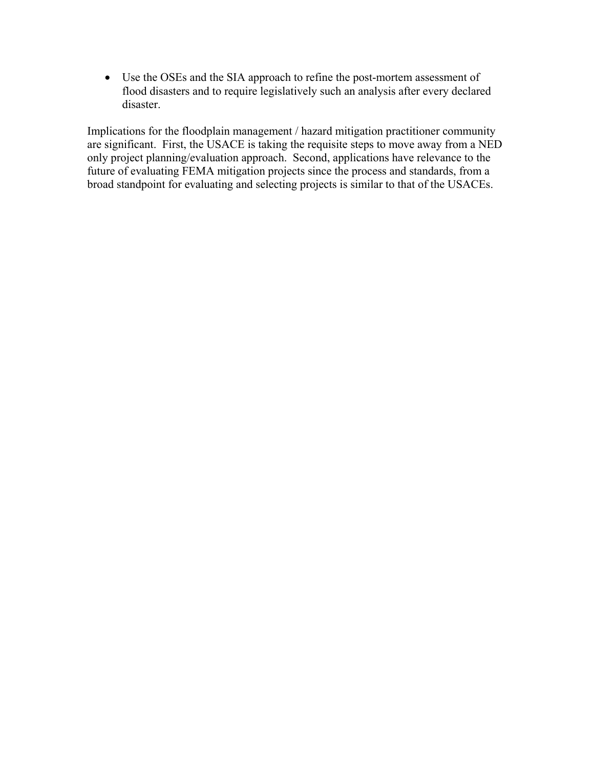- Use the OSEs and the SIA approach to refine the post-mortem assessment of flood disasters and to require legislatively such an analysis after every declared disaster.

Implications for the floodplain management / hazard mitigation practitioner community are significant. First, the USACE is taking the requisite steps to move away from a NED only project planning/evaluation approach. Second, applications have relevance to the future of evaluating FEMA mitigation projects since the process and standards, from a broad standpoint for evaluating and selecting projects is similar to that of the USACEs.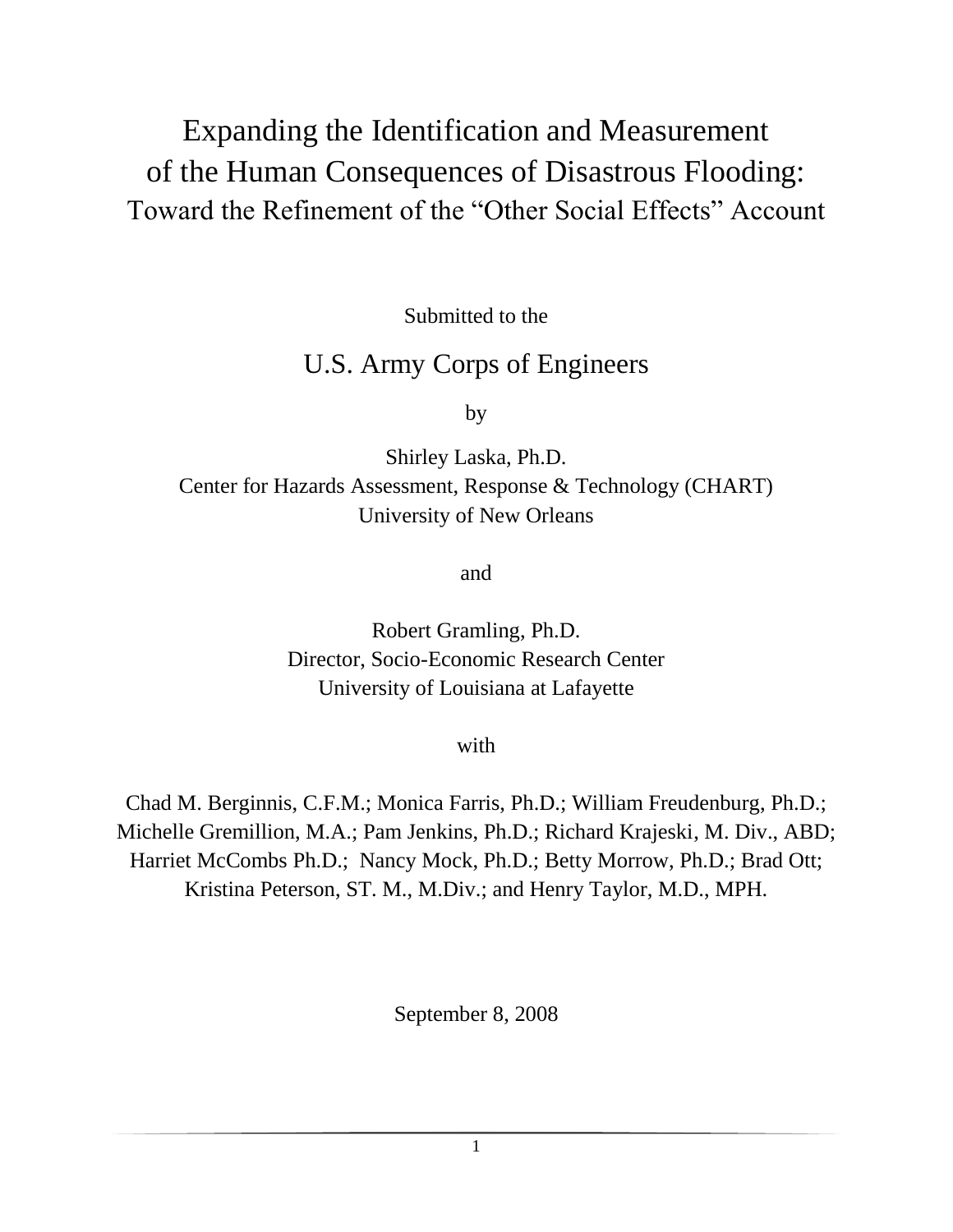# Expanding the Identification and Measurement of the Human Consequences of Disastrous Flooding:

## Toward the Refinement of the "Other Social Effects" Account

Submitted to the

U.S. Army Corps of Engineers

by

Shirley Laska, Ph.D.
Center for Hazards Assessment, Response & Technology (CHART)
University of New Orleans

and

Robert Gramling, Ph.D.
Director, Socio-Economic Research Center
University of Louisiana at Lafayette

with

Chad M. Berginnis, C.F.M.; Monica Farris, Ph.D.; William Freudenburg, Ph.D.; Michelle Gremillion, M.A.; Pam Jenkins, Ph.D.; Richard Krajeski, M. Div., ABD; Harriet McCombs Ph.D.; Nancy Mock, Ph.D.; Betty Morrow, Ph.D.; Brad Ott; Kristina Peterson, ST. M., M.Div.; and Henry Taylor, M.D., MPH.

September 8, 2008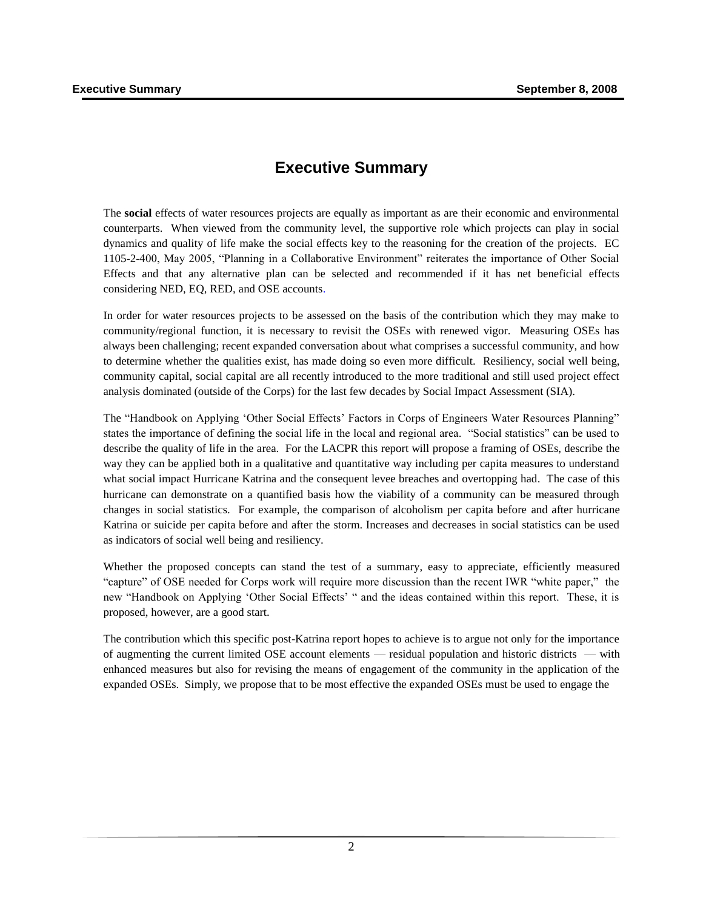# Executive Summary

The **social** effects of water resources projects are equally as important as are their economic and environmental counterparts. When viewed from the community level, the supportive role which projects can play in social dynamics and quality of life make the social effects key to the reasoning for the creation of the projects. EC 1105-2-400, May 2005, "Planning in a Collaborative Environment" reiterates the importance of Other Social Effects and that any alternative plan can be selected and recommended if it has net beneficial effects considering NED, EQ, RED, and OSE accounts.

In order for water resources projects to be assessed on the basis of the contribution which they may make to community/regional function, it is necessary to revisit the OSEs with renewed vigor. Measuring OSEs has always been challenging; recent expanded conversation about what comprises a successful community, and how to determine whether the qualities exist, has made doing so even more difficult. Resiliency, social well being, community capital, social capital are all recently introduced to the more traditional and still used project effect analysis dominated (outside of the Corps) for the last few decades by Social Impact Assessment (SIA).

The "Handbook on Applying 'Other Social Effects' Factors in Corps of Engineers Water Resources Planning" states the importance of defining the social life in the local and regional area. "Social statistics" can be used to describe the quality of life in the area. For the LACPR this report will propose a framing of OSEs, describe the way they can be applied both in a qualitative and quantitative way including per capita measures to understand what social impact Hurricane Katrina and the consequent levee breaches and overtopping had. The case of this hurricane can demonstrate on a quantified basis how the viability of a community can be measured through changes in social statistics. For example, the comparison of alcoholism per capita before and after hurricane Katrina or suicide per capita before and after the storm. Increases and decreases in social statistics can be used as indicators of social well being and resiliency.

Whether the proposed concepts can stand the test of a summary, easy to appreciate, efficiently measured "capture" of OSE needed for Corps work will require more discussion than the recent IWR "white paper," the new "Handbook on Applying 'Other Social Effects' " and the ideas contained within this report. These, it is proposed, however, are a good start.

The contribution which this specific post-Katrina report hopes to achieve is to argue not only for the importance of augmenting the current limited OSE account elements — residual population and historic districts — with enhanced measures but also for revising the means of engagement of the community in the application of the expanded OSEs. Simply, we propose that to be most effective the expanded OSEs must be used to engage the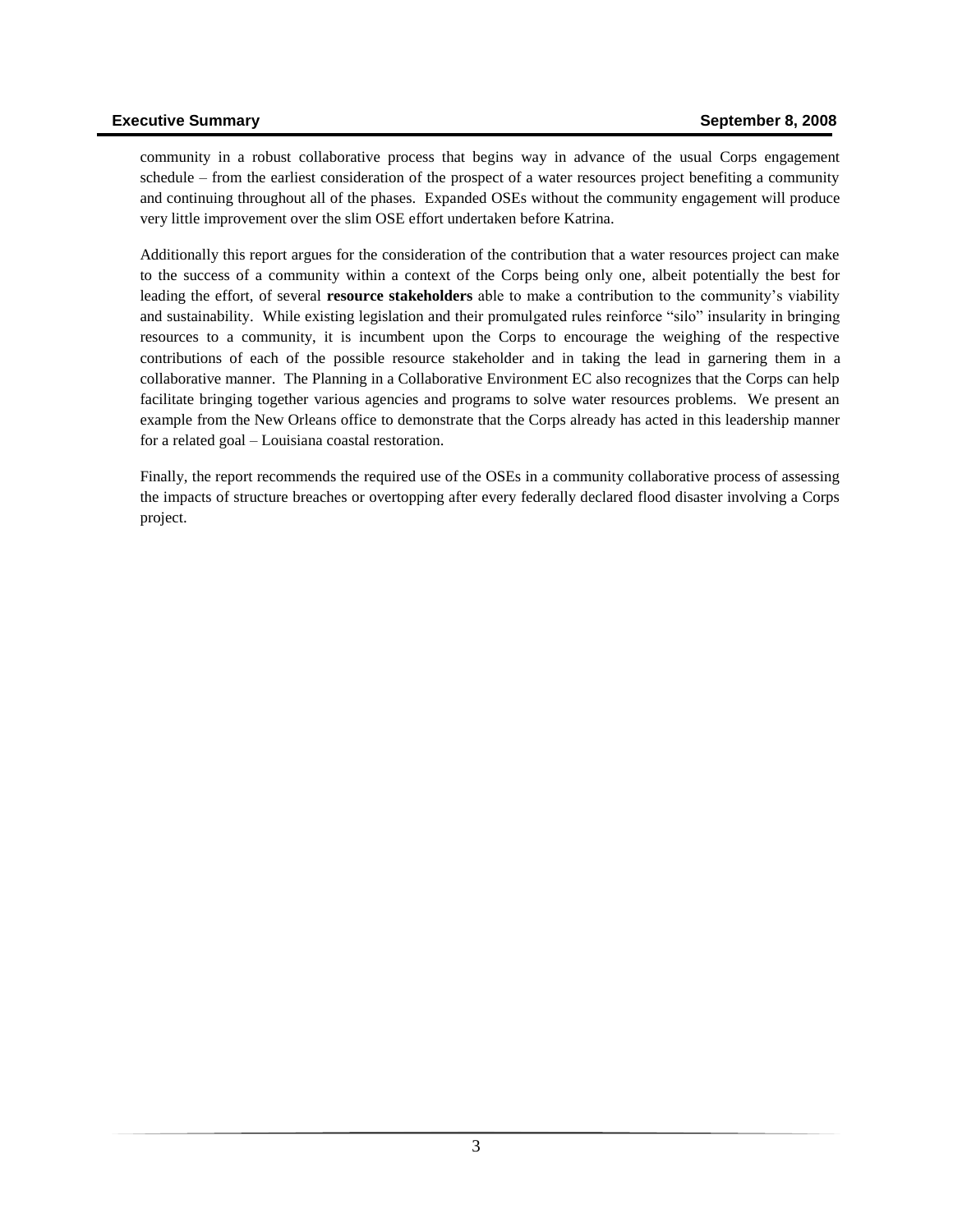community in a robust collaborative process that begins way in advance of the usual Corps engagement schedule – from the earliest consideration of the prospect of a water resources project benefiting a community and continuing throughout all of the phases. Expanded OSEs without the community engagement will produce very little improvement over the slim OSE effort undertaken before Katrina.

Additionally this report argues for the consideration of the contribution that a water resources project can make to the success of a community within a context of the Corps being only one, albeit potentially the best for leading the effort, of several **resource stakeholders** able to make a contribution to the community's viability and sustainability. While existing legislation and their promulgated rules reinforce "silo" insularity in bringing resources to a community, it is incumbent upon the Corps to encourage the weighing of the respective contributions of each of the possible resource stakeholder and in taking the lead in garnering them in a collaborative manner. The Planning in a Collaborative Environment EC also recognizes that the Corps can help facilitate bringing together various agencies and programs to solve water resources problems. We present an example from the New Orleans office to demonstrate that the Corps already has acted in this leadership manner for a related goal – Louisiana coastal restoration.

Finally, the report recommends the required use of the OSEs in a community collaborative process of assessing the impacts of structure breaches or overtopping after every federally declared flood disaster involving a Corps project.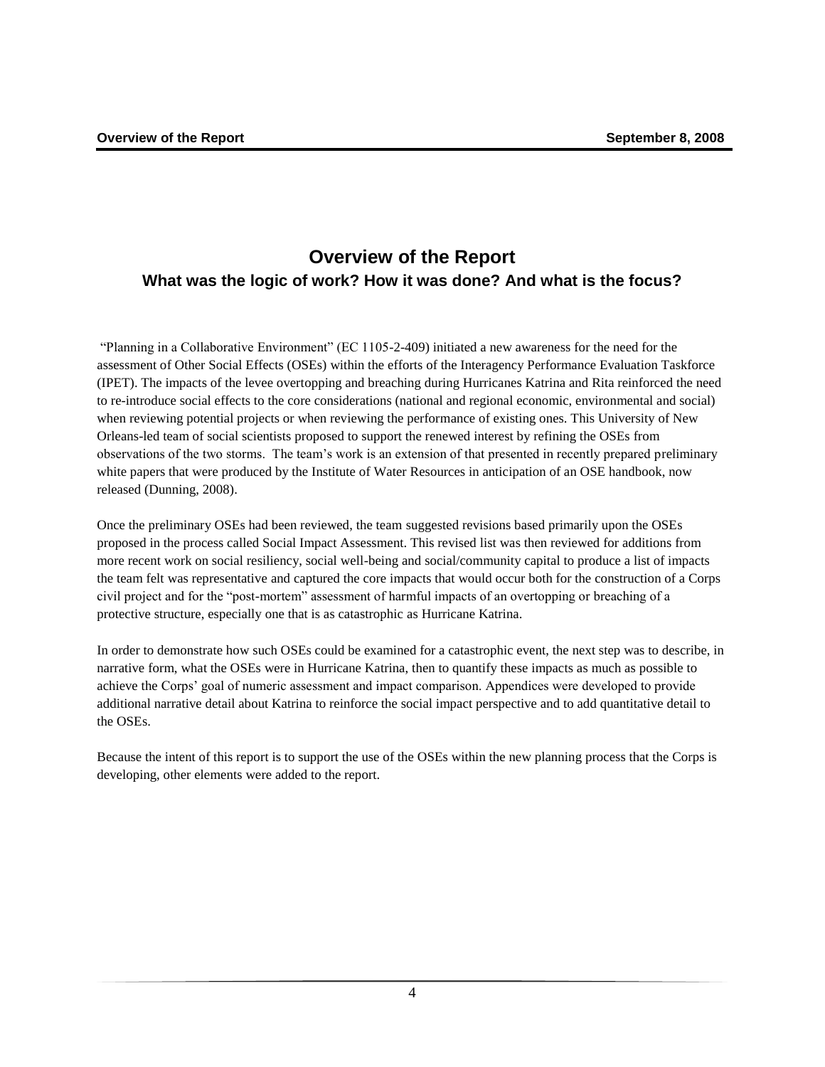# Overview of the Report

## What was the logic of work? How it was done? And what is the focus?

"Planning in a Collaborative Environment" (EC 1105-2-409) initiated a new awareness for the need for the assessment of Other Social Effects (OSEs) within the efforts of the Interagency Performance Evaluation Taskforce (IPET). The impacts of the levee overtopping and breaching during Hurricanes Katrina and Rita reinforced the need to re-introduce social effects to the core considerations (national and regional economic, environmental and social) when reviewing potential projects or when reviewing the performance of existing ones. This University of New Orleans-led team of social scientists proposed to support the renewed interest by refining the OSEs from observations of the two storms. The team's work is an extension of that presented in recently prepared preliminary white papers that were produced by the Institute of Water Resources in anticipation of an OSE handbook, now released (Dunning, 2008).

Once the preliminary OSEs had been reviewed, the team suggested revisions based primarily upon the OSEs proposed in the process called Social Impact Assessment. This revised list was then reviewed for additions from more recent work on social resiliency, social well-being and social/community capital to produce a list of impacts the team felt was representative and captured the core impacts that would occur both for the construction of a Corps civil project and for the "post-mortem" assessment of harmful impacts of an overtopping or breaching of a protective structure, especially one that is as catastrophic as Hurricane Katrina.

In order to demonstrate how such OSEs could be examined for a catastrophic event, the next step was to describe, in narrative form, what the OSEs were in Hurricane Katrina, then to quantify these impacts as much as possible to achieve the Corps' goal of numeric assessment and impact comparison. Appendices were developed to provide additional narrative detail about Katrina to reinforce the social impact perspective and to add quantitative detail to the OSEs.

Because the intent of this report is to support the use of the OSEs within the new planning process that the Corps is developing, other elements were added to the report.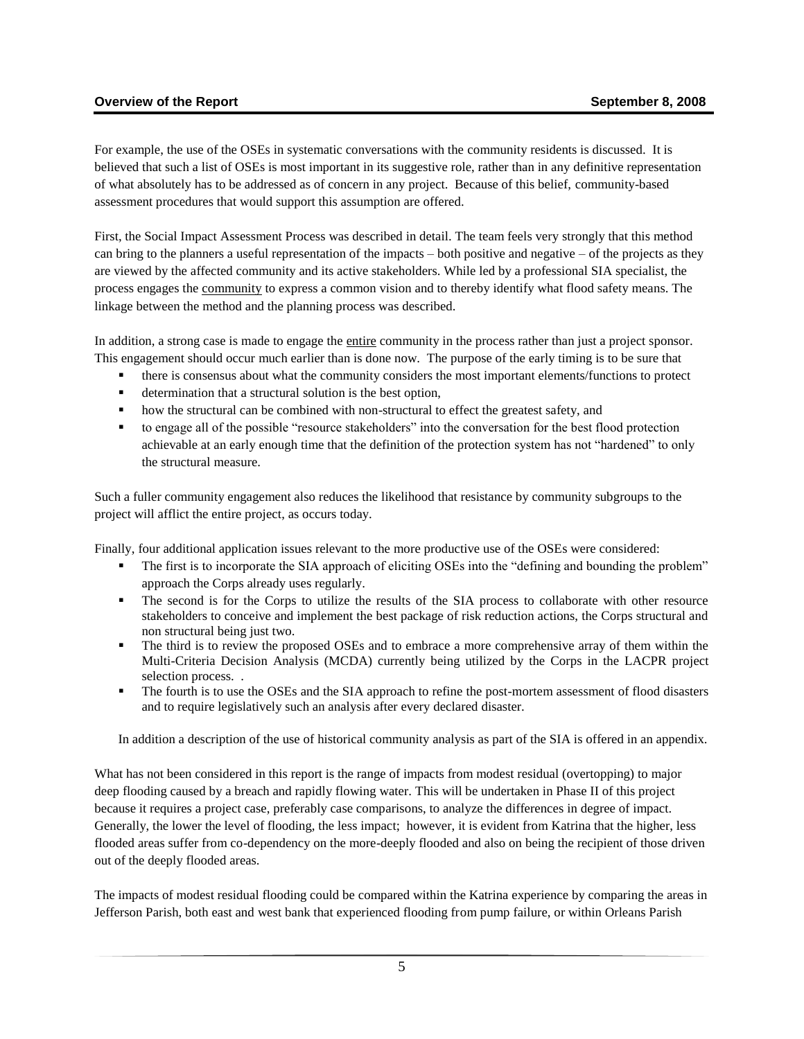For example, the use of the OSEs in systematic conversations with the community residents is discussed. It is believed that such a list of OSEs is most important in its suggestive role, rather than in any definitive representation of what absolutely has to be addressed as of concern in any project. Because of this belief, community-based assessment procedures that would support this assumption are offered.

First, the Social Impact Assessment Process was described in detail. The team feels very strongly that this method can bring to the planners a useful representation of the impacts – both positive and negative – of the projects as they are viewed by the affected community and its active stakeholders. While led by a professional SIA specialist, the process engages the community to express a common vision and to thereby identify what flood safety means. The linkage between the method and the planning process was described.

In addition, a strong case is made to engage the entire community in the process rather than just a project sponsor. This engagement should occur much earlier than is done now. The purpose of the early timing is to be sure that

- there is consensus about what the community considers the most important elements/functions to protect
- determination that a structural solution is the best option,
- how the structural can be combined with non-structural to effect the greatest safety, and
- to engage all of the possible "resource stakeholders" into the conversation for the best flood protection achievable at an early enough time that the definition of the protection system has not "hardened" to only the structural measure.

Such a fuller community engagement also reduces the likelihood that resistance by community subgroups to the project will afflict the entire project, as occurs today.

Finally, four additional application issues relevant to the more productive use of the OSEs were considered:

- The first is to incorporate the SIA approach of eliciting OSEs into the "defining and bounding the problem" approach the Corps already uses regularly.
- The second is for the Corps to utilize the results of the SIA process to collaborate with other resource stakeholders to conceive and implement the best package of risk reduction actions, the Corps structural and non structural being just two.
- The third is to review the proposed OSEs and to embrace a more comprehensive array of them within the Multi-Criteria Decision Analysis (MCDA) currently being utilized by the Corps in the LACPR project selection process. .
- The fourth is to use the OSEs and the SIA approach to refine the post-mortem assessment of flood disasters and to require legislatively such an analysis after every declared disaster.

In addition a description of the use of historical community analysis as part of the SIA is offered in an appendix.

What has not been considered in this report is the range of impacts from modest residual (overtopping) to major deep flooding caused by a breach and rapidly flowing water. This will be undertaken in Phase II of this project because it requires a project case, preferably case comparisons, to analyze the differences in degree of impact. Generally, the lower the level of flooding, the less impact; however, it is evident from Katrina that the higher, less flooded areas suffer from co-dependency on the more-deeply flooded and also on being the recipient of those driven out of the deeply flooded areas.

The impacts of modest residual flooding could be compared within the Katrina experience by comparing the areas in Jefferson Parish, both east and west bank that experienced flooding from pump failure, or within Orleans Parish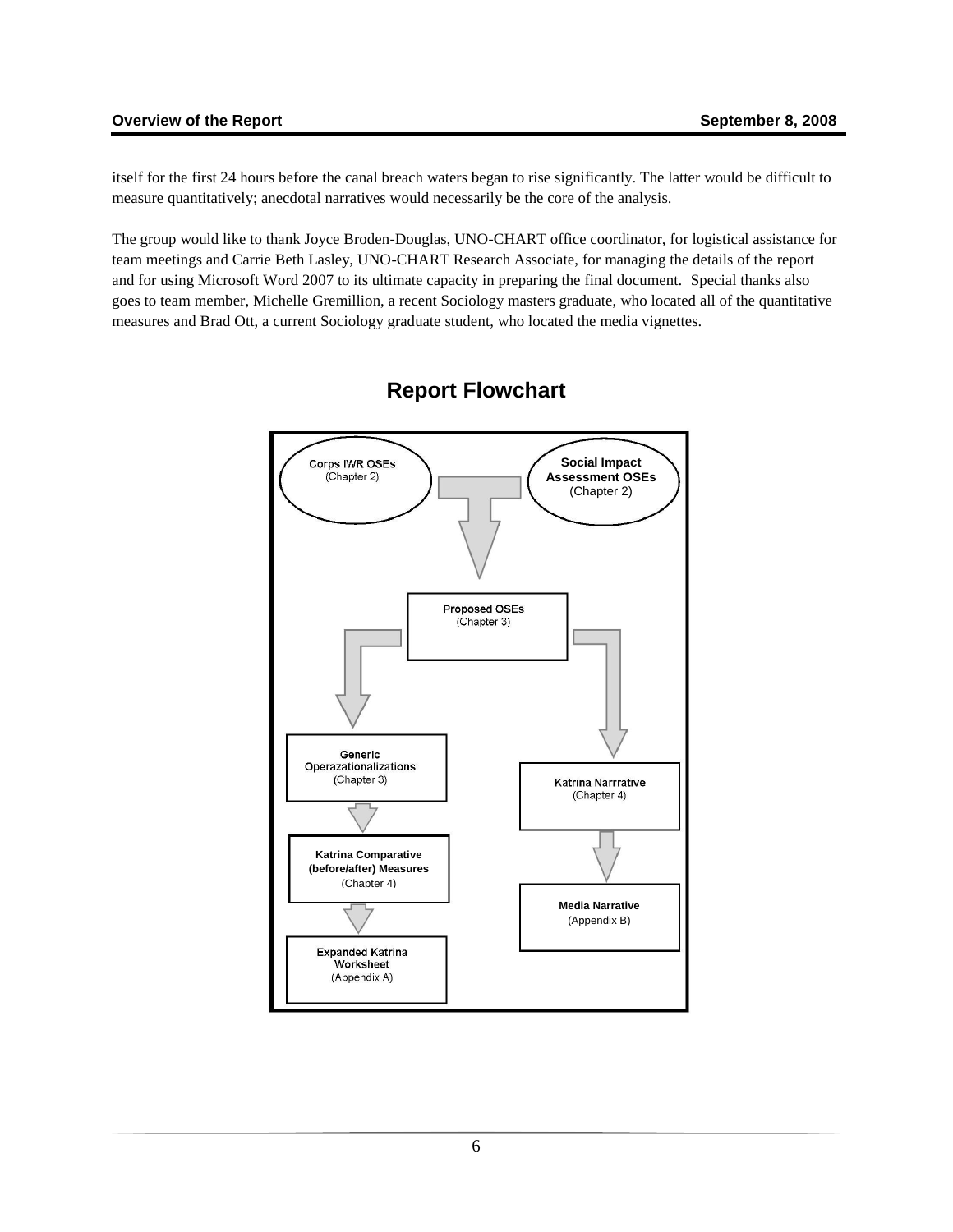itself for the first 24 hours before the canal breach waters began to rise significantly. The latter would be difficult to measure quantitatively; anecdotal narratives would necessarily be the core of the analysis.

The group would like to thank Joyce Broden-Douglas, UNO-CHART office coordinator, for logistical assistance for team meetings and Carrie Beth Lasley, UNO-CHART Research Associate, for managing the details of the report and for using Microsoft Word 2007 to its ultimate capacity in preparing the final document. Special thanks also goes to team member, Michelle Gremillion, a recent Sociology masters graduate, who located all of the quantitative measures and Brad Ott, a current Sociology graduate student, who located the media vignettes.

## Report Flowchart

Corps IWR OSEs (Chapter 2)

Social Impact Assessment OSEs (Chapter 2)

Proposed OSEs (Chapter 3)

Generic Operazationalizations (Chapter 3)

Katrina Comparative (before/after) Measures (Chapter 4)

Expanded Katrina Worksheet (Appendix A)

Katrina Narrrative (Chapter 4)

Media Narrative (Appendix B)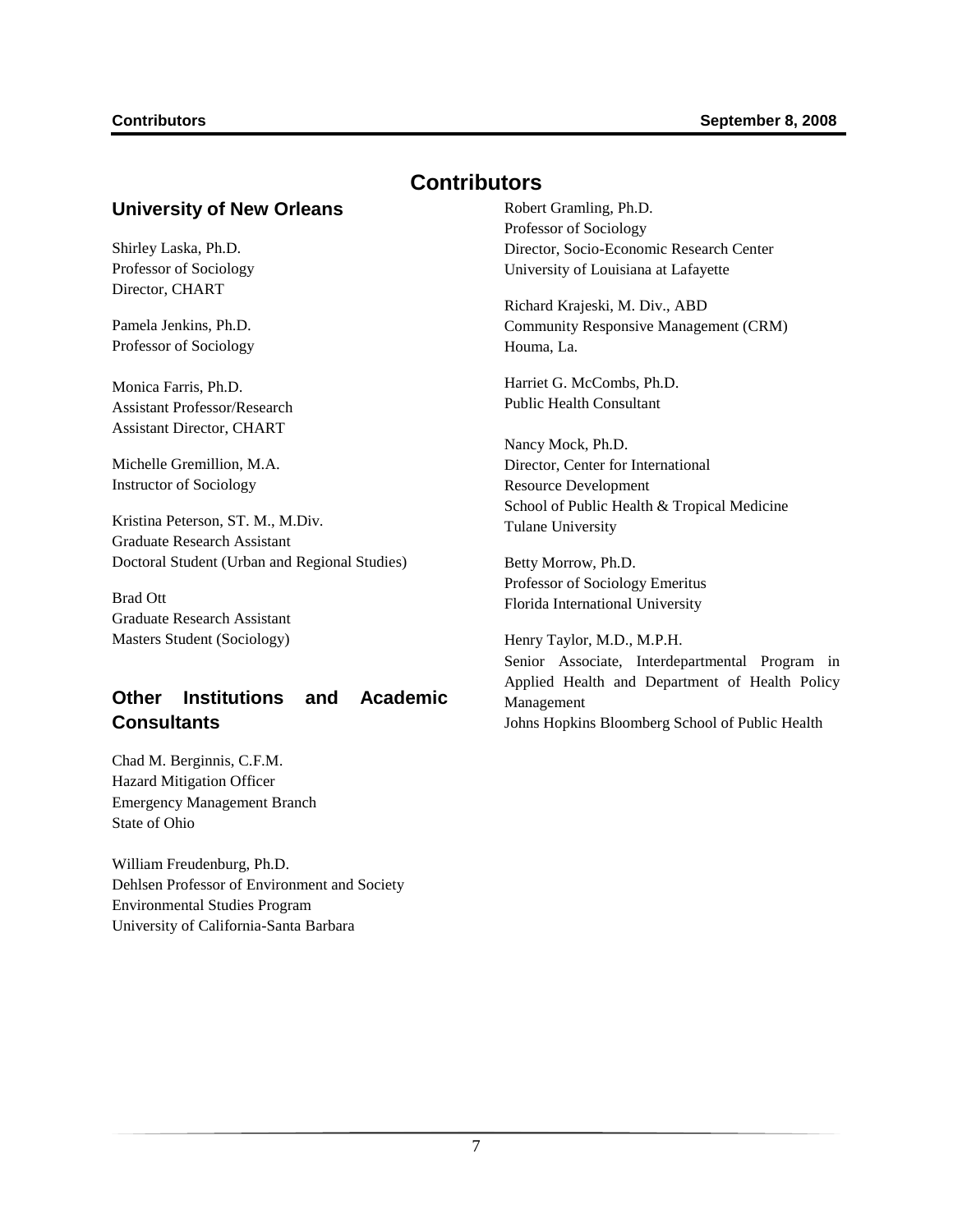# Contributors

## University of New Orleans

Shirley Laska, Ph.D.
Professor of Sociology
Director, CHART

Pamela Jenkins, Ph.D.
Professor of Sociology

Monica Farris, Ph.D.
Assistant Professor/Research
Assistant Director, CHART

Michelle Gremillion, M.A.
Instructor of Sociology

Kristina Peterson, ST. M., M.Div.
Graduate Research Assistant
Doctoral Student (Urban and Regional Studies)

Brad Ott
Graduate Research Assistant
Masters Student (Sociology)

## Other Institutions and Academic Consultants

Chad M. Berginnis, C.F.M.
Hazard Mitigation Officer
Emergency Management Branch
State of Ohio

William Freudenburg, Ph.D.
Dehlsen Professor of Environment and Society
Environmental Studies Program
University of California-Santa Barbara

Robert Gramling, Ph.D.
Professor of Sociology
Director, Socio-Economic Research Center
University of Louisiana at Lafayette

Richard Krajeski, M. Div., ABD
Community Responsive Management (CRM)
Houma, La.

Harriet G. McCombs, Ph.D.
Public Health Consultant

Nancy Mock, Ph.D.
Director, Center for International
Resource Development
School of Public Health & Tropical Medicine
Tulane University

Betty Morrow, Ph.D.
Professor of Sociology Emeritus
Florida International University

Henry Taylor, M.D., M.P.H.
Senior Associate, Interdepartmental Program in Applied Health and Department of Health Policy Management
Johns Hopkins Bloomberg School of Public Health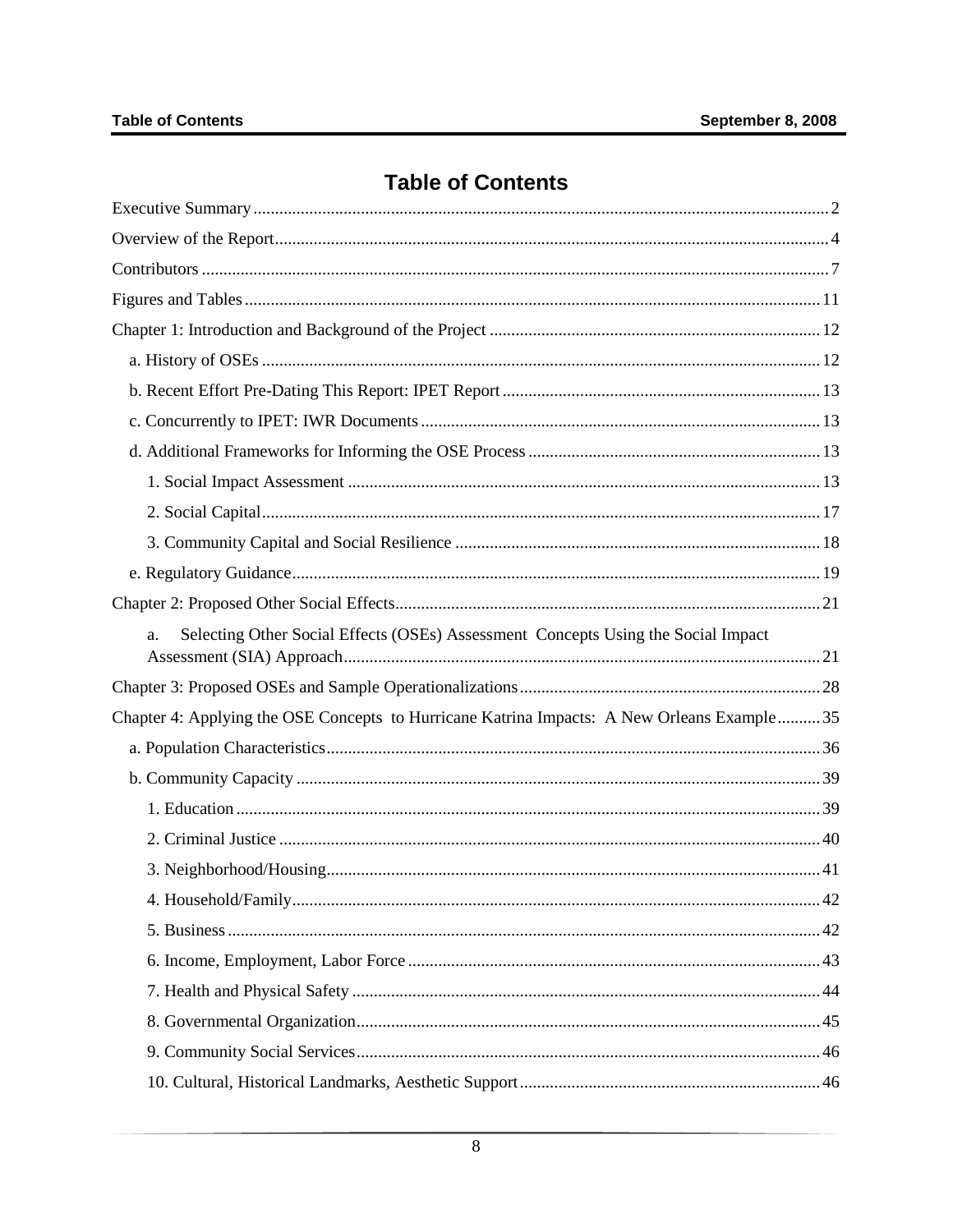# Table of Contents

Executive Summary ..... 2

Overview of the Report ..... 4

Contributors ..... 7

Figures and Tables ..... 11

Chapter 1: Introduction and Background of the Project ..... 12

- a. History of OSEs ..... 12
- b. Recent Effort Pre-Dating This Report: IPET Report ..... 13
- c. Concurrently to IPET: IWR Documents ..... 13
- d. Additional Frameworks for Informing the OSE Process ..... 13
  - 1. Social Impact Assessment ..... 13
  - 2. Social Capital ..... 17
  - 3. Community Capital and Social Resilience ..... 18
- e. Regulatory Guidance ..... 19

Chapter 2: Proposed Other Social Effects ..... 21

- a. Selecting Other Social Effects (OSEs) Assessment Concepts Using the Social Impact Assessment (SIA) Approach ..... 21

Chapter 3: Proposed OSEs and Sample Operationalizations ..... 28

Chapter 4: Applying the OSE Concepts to Hurricane Katrina Impacts: A New Orleans Example ..... 35

- a. Population Characteristics ..... 36
- b. Community Capacity ..... 39
  - 1. Education ..... 39
  - 2. Criminal Justice ..... 40
  - 3. Neighborhood/Housing ..... 41
  - 4. Household/Family ..... 42
  - 5. Business ..... 42
  - 6. Income, Employment, Labor Force ..... 43
  - 7. Health and Physical Safety ..... 44
  - 8. Governmental Organization ..... 45
  - 9. Community Social Services ..... 46
  - 10. Cultural, Historical Landmarks, Aesthetic Support ..... 46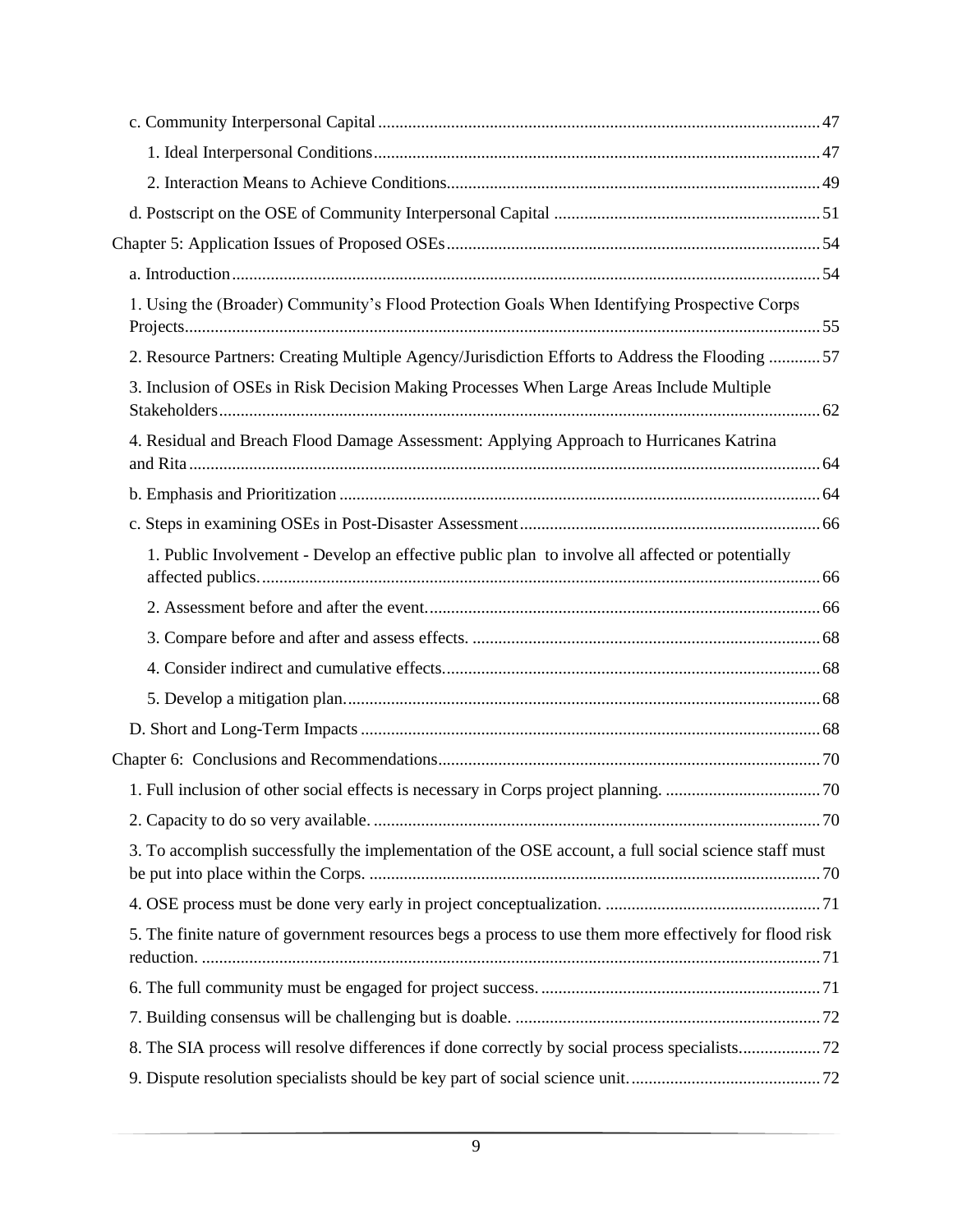c. Community Interpersonal Capital ........ 47

1. Ideal Interpersonal Conditions ........ 47

2. Interaction Means to Achieve Conditions ........ 49

d. Postscript on the OSE of Community Interpersonal Capital ........ 51

Chapter 5: Application Issues of Proposed OSEs ........ 54

a. Introduction ........ 54

1. Using the (Broader) Community's Flood Protection Goals When Identifying Prospective Corps Projects ........ 55

2. Resource Partners: Creating Multiple Agency/Jurisdiction Efforts to Address the Flooding ........ 57

3. Inclusion of OSEs in Risk Decision Making Processes When Large Areas Include Multiple Stakeholders ........ 62

4. Residual and Breach Flood Damage Assessment: Applying Approach to Hurricanes Katrina and Rita ........ 64

b. Emphasis and Prioritization ........ 64

c. Steps in examining OSEs in Post-Disaster Assessment ........ 66

1. Public Involvement - Develop an effective public plan to involve all affected or potentially affected publics. ........ 66

2. Assessment before and after the event. ........ 66

3. Compare before and after and assess effects. ........ 68

4. Consider indirect and cumulative effects. ........ 68

5. Develop a mitigation plan. ........ 68

D. Short and Long-Term Impacts ........ 68

Chapter 6: Conclusions and Recommendations ........ 70

1. Full inclusion of other social effects is necessary in Corps project planning. ........ 70

2. Capacity to do so very available. ........ 70

3. To accomplish successfully the implementation of the OSE account, a full social science staff must be put into place within the Corps. ........ 70

4. OSE process must be done very early in project conceptualization. ........ 71

5. The finite nature of government resources begs a process to use them more effectively for flood risk reduction. ........ 71

6. The full community must be engaged for project success. ........ 71

7. Building consensus will be challenging but is doable. ........ 72

8. The SIA process will resolve differences if done correctly by social process specialists. ........ 72

9. Dispute resolution specialists should be key part of social science unit. ........ 72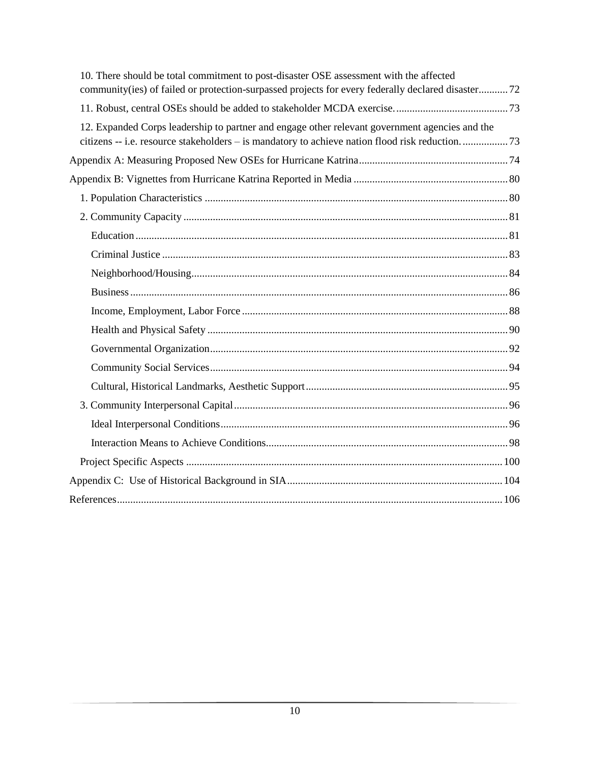10. There should be total commitment to post-disaster OSE assessment with the affected community(ies) of failed or protection-surpassed projects for every federally declared disaster........... 72

11. Robust, central OSEs should be added to stakeholder MCDA exercise. .......................................... 73

12. Expanded Corps leadership to partner and engage other relevant government agencies and the citizens -- i.e. resource stakeholders – is mandatory to achieve nation flood risk reduction. ................. 73

Appendix A: Measuring Proposed New OSEs for Hurricane Katrina........................................................ 74

Appendix B: Vignettes from Hurricane Katrina Reported in Media .......................................................... 80

1. Population Characteristics ................................................................................................................. 80

2. Community Capacity ......................................................................................................................... 81

Education ............................................................................................................................................ 81

Criminal Justice .................................................................................................................................. 83

Neighborhood/Housing....................................................................................................................... 84

Business .............................................................................................................................................. 86

Income, Employment, Labor Force .................................................................................................... 88

Health and Physical Safety ................................................................................................................. 90

Governmental Organization................................................................................................................ 92

Community Social Services................................................................................................................ 94

Cultural, Historical Landmarks, Aesthetic Support ............................................................................ 95

3. Community Interpersonal Capital ...................................................................................................... 96

Ideal Interpersonal Conditions............................................................................................................ 96

Interaction Means to Achieve Conditions........................................................................................... 98

Project Specific Aspects ...................................................................................................................... 100

Appendix C: Use of Historical Background in SIA................................................................................. 104

References................................................................................................................................................ 106